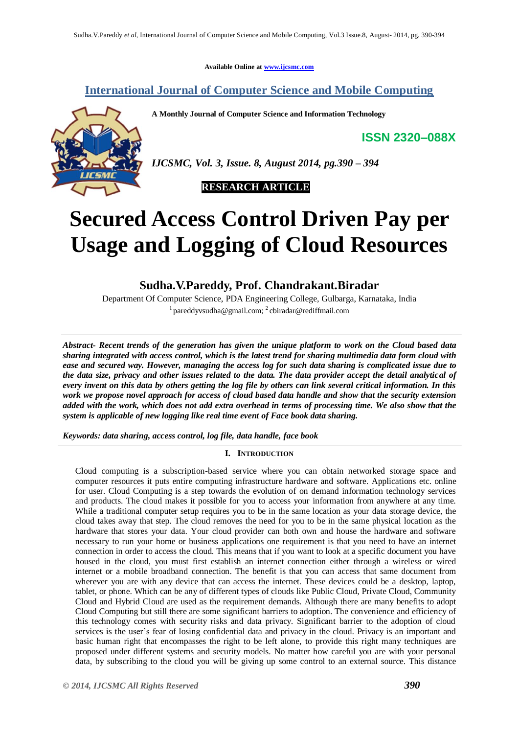Available Online at www.ijcsmc.com

## International Journal of Computer Science and Mobile Computing

**A Monthly Journal of Computer Science and Information Technology**

**ISSN 2320–088X**

*IJCSMC, Vol. 3, Issue. 8, August 2014, pg.390 – 394*

**RESEARCH ARTICLE**

# Secured Access Control Driven Pay per Usage and Logging of Cloud Resources

## Sudha.V.Pareddy, Prof. Chandrakant.Biradar

Department Of Computer Science, PDA Engineering College, Gulbarga, Karnataka, India

[1] pareddyvsudha@gmail.com; [2] cbiradar@rediffmail.com

***Abstract-** Recent trends of the generation has given the unique platform to work on the Cloud based data sharing integrated with access control, which is the latest trend for sharing multimedia data form cloud with ease and secured way. However, managing the access log for such data sharing is complicated issue due to the data size, privacy and other issues related to the data. The data provider accept the detail analytical of every invent on this data by others getting the log file by others can link several critical information. In this work we propose novel approach for access of cloud based data handle and show that the security extension added with the work, which does not add extra overhead in terms of processing time. We also show that the system is applicable of new logging like real time event of Face book data sharing.*

***Keywords:** data sharing, access control, log file, data handle, face book*

## I. Introduction

Cloud computing is a subscription-based service where you can obtain networked storage space and computer resources it puts entire computing infrastructure hardware and software. Applications etc. online for user. Cloud Computing is a step towards the evolution of on demand information technology services and products. The cloud makes it possible for you to access your information from anywhere at any time. While a traditional computer setup requires you to be in the same location as your data storage device, the cloud takes away that step. The cloud removes the need for you to be in the same physical location as the hardware that stores your data. Your cloud provider can both own and house the hardware and software necessary to run your home or business applications one requirement is that you need to have an internet connection in order to access the cloud. This means that if you want to look at a specific document you have housed in the cloud, you must first establish an internet connection either through a wireless or wired internet or a mobile broadband connection. The benefit is that you can access that same document from wherever you are with any device that can access the internet. These devices could be a desktop, laptop, tablet, or phone. Which can be any of different types of clouds like Public Cloud, Private Cloud, Community Cloud and Hybrid Cloud are used as the requirement demands. Although there are many benefits to adopt Cloud Computing but still there are some significant barriers to adoption. The convenience and efficiency of this technology comes with security risks and data privacy. Significant barrier to the adoption of cloud services is the user's fear of losing confidential data and privacy in the cloud. Privacy is an important and basic human right that encompasses the right to be left alone, to provide this right many techniques are proposed under different systems and security models. No matter how careful you are with your personal data, by subscribing to the cloud you will be giving up some control to an external source. This distance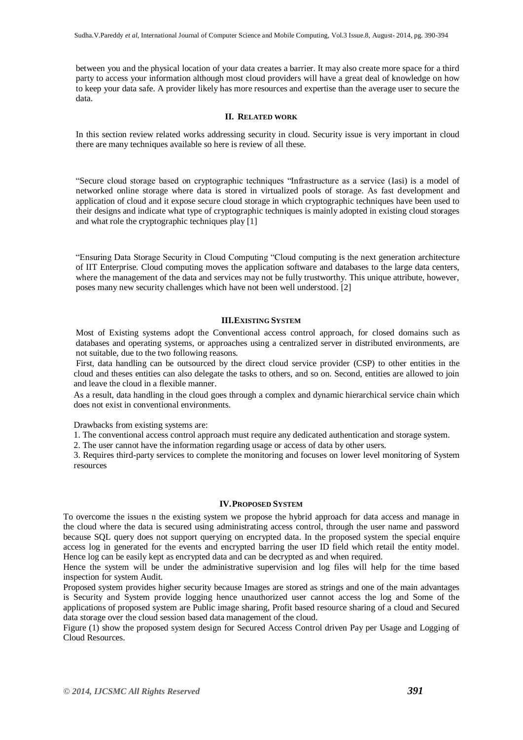between you and the physical location of your data creates a barrier. It may also create more space for a third party to access your information although most cloud providers will have a great deal of knowledge on how to keep your data safe. A provider likely has more resources and expertise than the average user to secure the data.

## II. RELATED WORK

In this section review related works addressing security in cloud. Security issue is very important in cloud there are many techniques available so here is review of all these.

"Secure cloud storage based on cryptographic techniques "Infrastructure as a service (Iasi) is a model of networked online storage where data is stored in virtualized pools of storage. As fast development and application of cloud and it expose secure cloud storage in which cryptographic techniques have been used to their designs and indicate what type of cryptographic techniques is mainly adopted in existing cloud storages and what role the cryptographic techniques play [1]

"Ensuring Data Storage Security in Cloud Computing "Cloud computing is the next generation architecture of IIT Enterprise. Cloud computing moves the application software and databases to the large data centers, where the management of the data and services may not be fully trustworthy. This unique attribute, however, poses many new security challenges which have not been well understood. [2]

## III. EXISTING SYSTEM

Most of Existing systems adopt the Conventional access control approach, for closed domains such as databases and operating systems, or approaches using a centralized server in distributed environments, are not suitable, due to the two following reasons.

First, data handling can be outsourced by the direct cloud service provider (CSP) to other entities in the cloud and theses entities can also delegate the tasks to others, and so on. Second, entities are allowed to join and leave the cloud in a flexible manner.

As a result, data handling in the cloud goes through a complex and dynamic hierarchical service chain which does not exist in conventional environments.

Drawbacks from existing systems are:

1. The conventional access control approach must require any dedicated authentication and storage system.
2. The user cannot have the information regarding usage or access of data by other users.
3. Requires third-party services to complete the monitoring and focuses on lower level monitoring of System resources

## IV. PROPOSED SYSTEM

To overcome the issues n the existing system we propose the hybrid approach for data access and manage in the cloud where the data is secured using administrating access control, through the user name and password because SQL query does not support querying on encrypted data. In the proposed system the special enquire access log in generated for the events and encrypted barring the user ID field which retail the entity model. Hence log can be easily kept as encrypted data and can be decrypted as and when required.

Hence the system will be under the administrative supervision and log files will help for the time based inspection for system Audit.

Proposed system provides higher security because Images are stored as strings and one of the main advantages is Security and System provide logging hence unauthorized user cannot access the log and Some of the applications of proposed system are Public image sharing, Profit based resource sharing of a cloud and Secured data storage over the cloud session based data management of the cloud.

Figure (1) show the proposed system design for Secured Access Control driven Pay per Usage and Logging of Cloud Resources.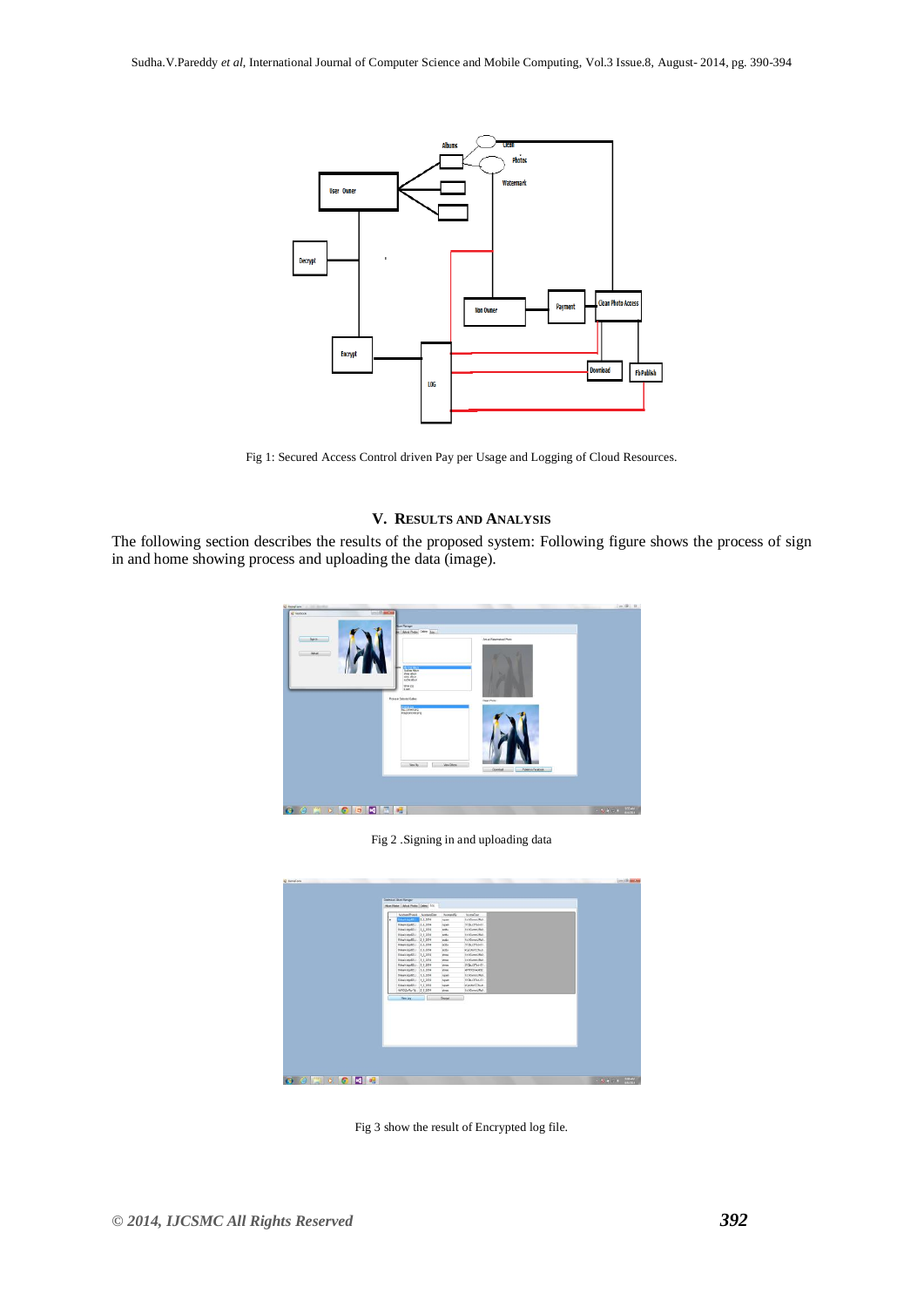Fig 1: Secured Access Control driven Pay per Usage and Logging of Cloud Resources.

## V. RESULTS AND ANALYSIS

The following section describes the results of the proposed system: Following figure shows the process of sign in and home showing process and uploading the data (image).

Fig 2 .Signing in and uploading data

Fig 3 show the result of Encrypted log file.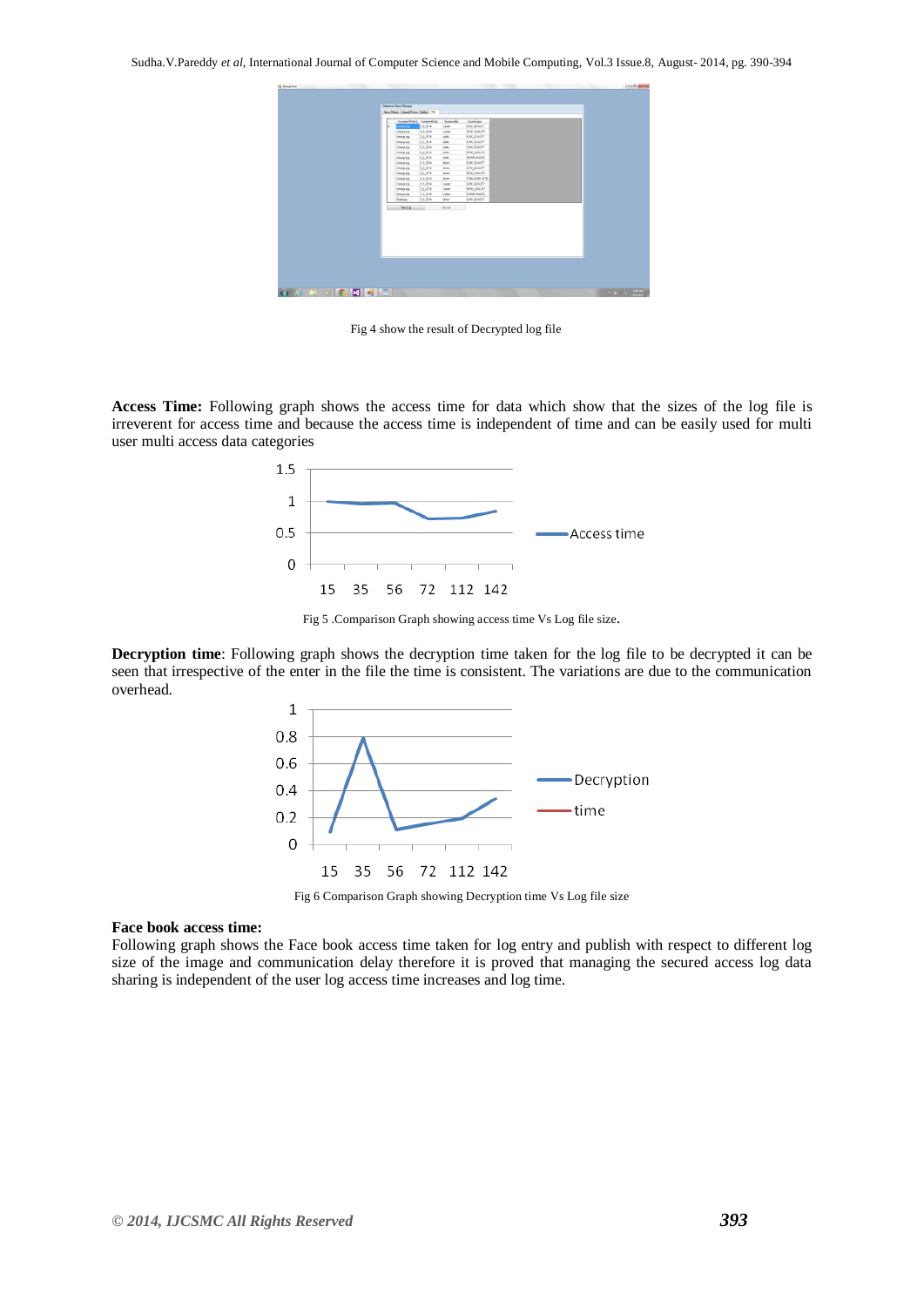Fig 4 show the result of Decrypted log file

**Access Time:** Following graph shows the access time for data which show that the sizes of the log file is irreverent for access time and because the access time is independent of time and can be easily used for multi user multi access data categories

Fig 5 .Comparison Graph showing access time Vs Log file size.

**Decryption time**: Following graph shows the decryption time taken for the log file to be decrypted it can be seen that irrespective of the enter in the file the time is consistent. The variations are due to the communication overhead.

Fig 6 Comparison Graph showing Decryption time Vs Log file size

**Face book access time:**

Following graph shows the Face book access time taken for log entry and publish with respect to different log size of the image and communication delay therefore it is proved that managing the secured access log data sharing is independent of the user log access time increases and log time.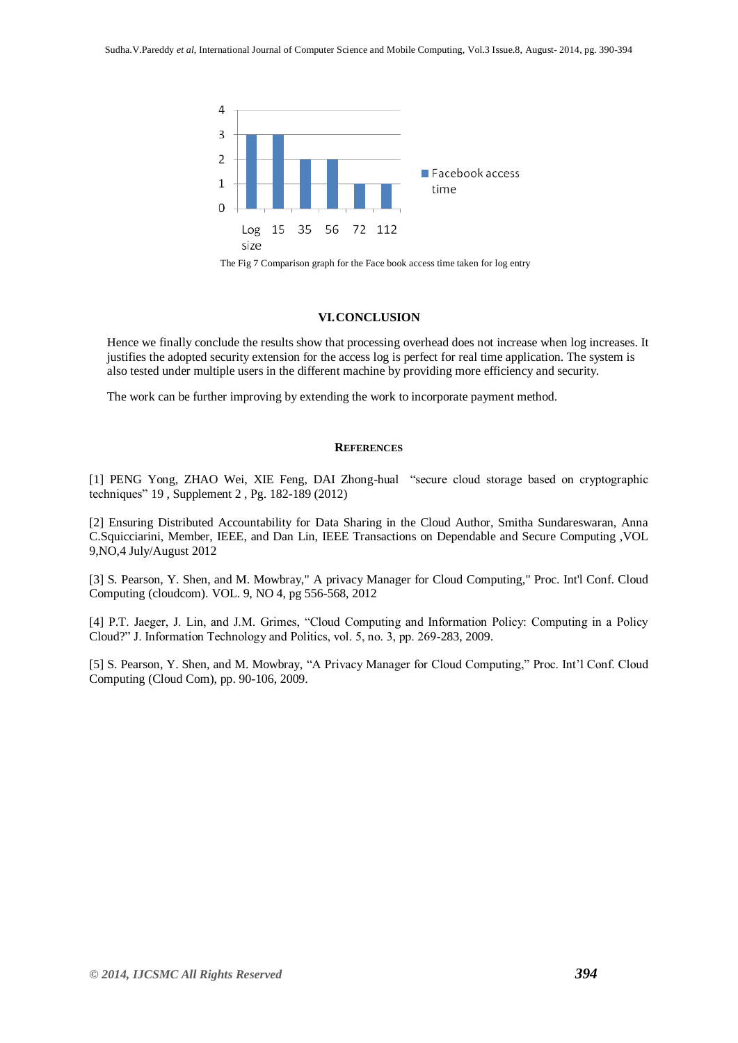4
3
2
1
0

Log size 15 35 56 72 112

Facebook access time

The Fig 7 Comparison graph for the Face book access time taken for log entry

## VI. CONCLUSION

Hence we finally conclude the results show that processing overhead does not increase when log increases. It justifies the adopted security extension for the access log is perfect for real time application. The system is also tested under multiple users in the different machine by providing more efficiency and security.

The work can be further improving by extending the work to incorporate payment method.

## REFERENCES

[1] PENG Yong, ZHAO Wei, XIE Feng, DAI Zhong-hual "secure cloud storage based on cryptographic techniques" 19 , Supplement 2 , Pg. 182-189 (2012)

[2] Ensuring Distributed Accountability for Data Sharing in the Cloud Author, Smitha Sundareswaran, Anna C.Squicciarini, Member, IEEE, and Dan Lin, IEEE Transactions on Dependable and Secure Computing ,VOL 9,NO,4 July/August 2012

[3] S. Pearson, Y. Shen, and M. Mowbray," A privacy Manager for Cloud Computing," Proc. Int'l Conf. Cloud Computing (cloudcom). VOL. 9, NO 4, pg 556-568, 2012

[4] P.T. Jaeger, J. Lin, and J.M. Grimes, "Cloud Computing and Information Policy: Computing in a Policy Cloud?" J. Information Technology and Politics, vol. 5, no. 3, pp. 269-283, 2009.

[5] S. Pearson, Y. Shen, and M. Mowbray, "A Privacy Manager for Cloud Computing," Proc. Int'l Conf. Cloud Computing (Cloud Com), pp. 90-106, 2009.